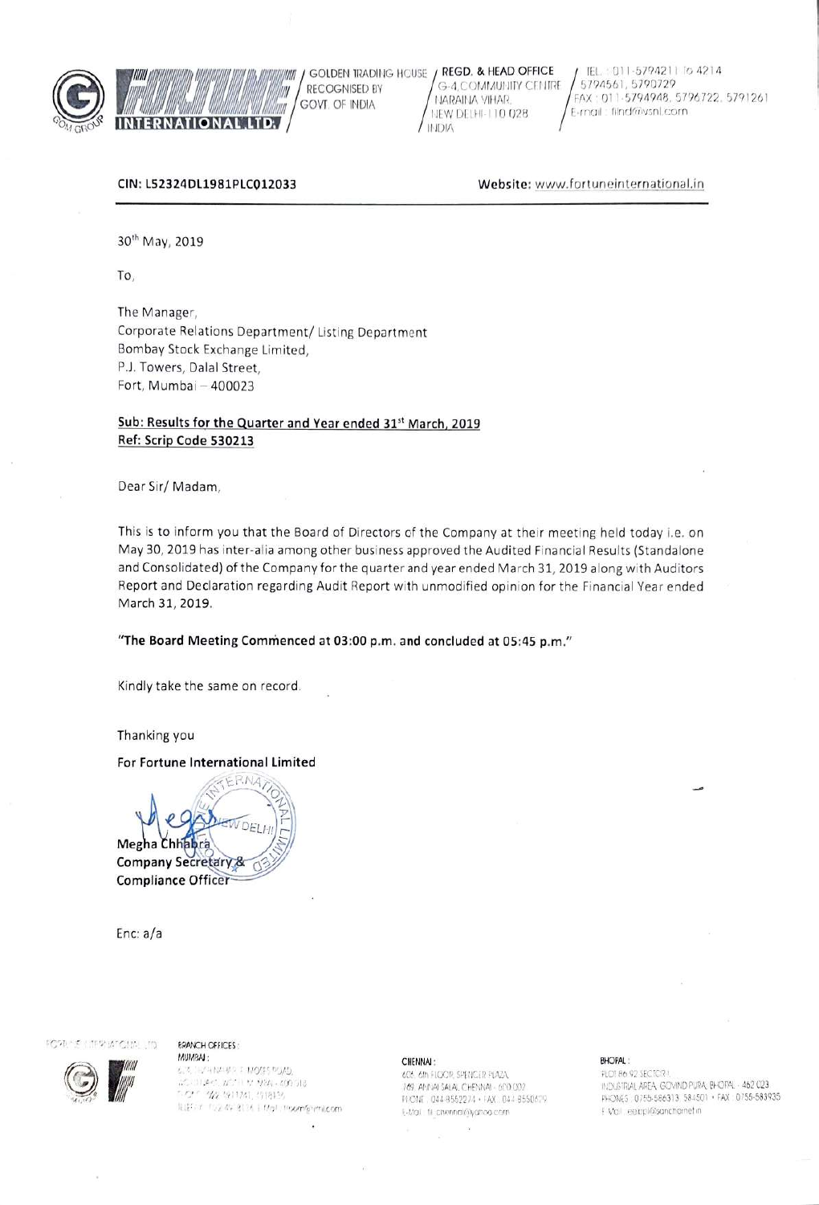**FORTUNE INTERNATIONAL LTD.**

GOLDEN TRADING HOUSE RECOGNISED BY GOVT. OF INDIA

**REGD. & HEAD OFFICE**
G-4, COMMUNITY CENTRE
NARAINA VIHAR
NEW DELHI-110 028
INDIA

TEL.: 011-5794211 To 4214
5794561, 5790729
FAX: 011-5794948, 5796722, 5791261
E-mail: find@vsnl.com

**CIN: L52324DL1981PLC012033** **Website:** www.fortuneinternational.in

30th May, 2019

To,

The Manager,
Corporate Relations Department/ Listing Department
Bombay Stock Exchange Limited,
P.J. Towers, Dalal Street,
Fort, Mumbai – 400023

**Sub: Results for the Quarter and Year ended 31st March, 2019**
**Ref: Scrip Code 530213**

Dear Sir/ Madam,

This is to inform you that the Board of Directors of the Company at their meeting held today i.e. on May 30, 2019 has inter-alia among other business approved the Audited Financial Results (Standalone and Consolidated) of the Company for the quarter and year ended March 31, 2019 along with Auditors Report and Declaration regarding Audit Report with unmodified opinion for the Financial Year ended March 31, 2019.

**"The Board Meeting Commenced at 03:00 p.m. and concluded at 05:45 p.m."**

Kindly take the same on record.

Thanking you

**For Fortune International Limited**

**Megha Chhabra**
**Company Secretary & Compliance Officer**

Enc: a/a

BRANCH OFFICES:

MUMBAI:

CHENNAI:
605, 6th FLOOR, SPENCER PLAZA,
769, ANNA SALAI, CHENNAI - 600 002
PHONE: 044-8552274 • FAX: 044-8550479
E-Mail: fil_chennai@yahoo.com

BHOPAL:
PLOT 86-92 SECTOR I
INDUSTRIAL AREA, GOVIND PURA, BHOPAL - 462 023
PHONES: 0755-586313, 584501 • FAX: 0755-583935
E-Mail: eeapl@sancharnet.in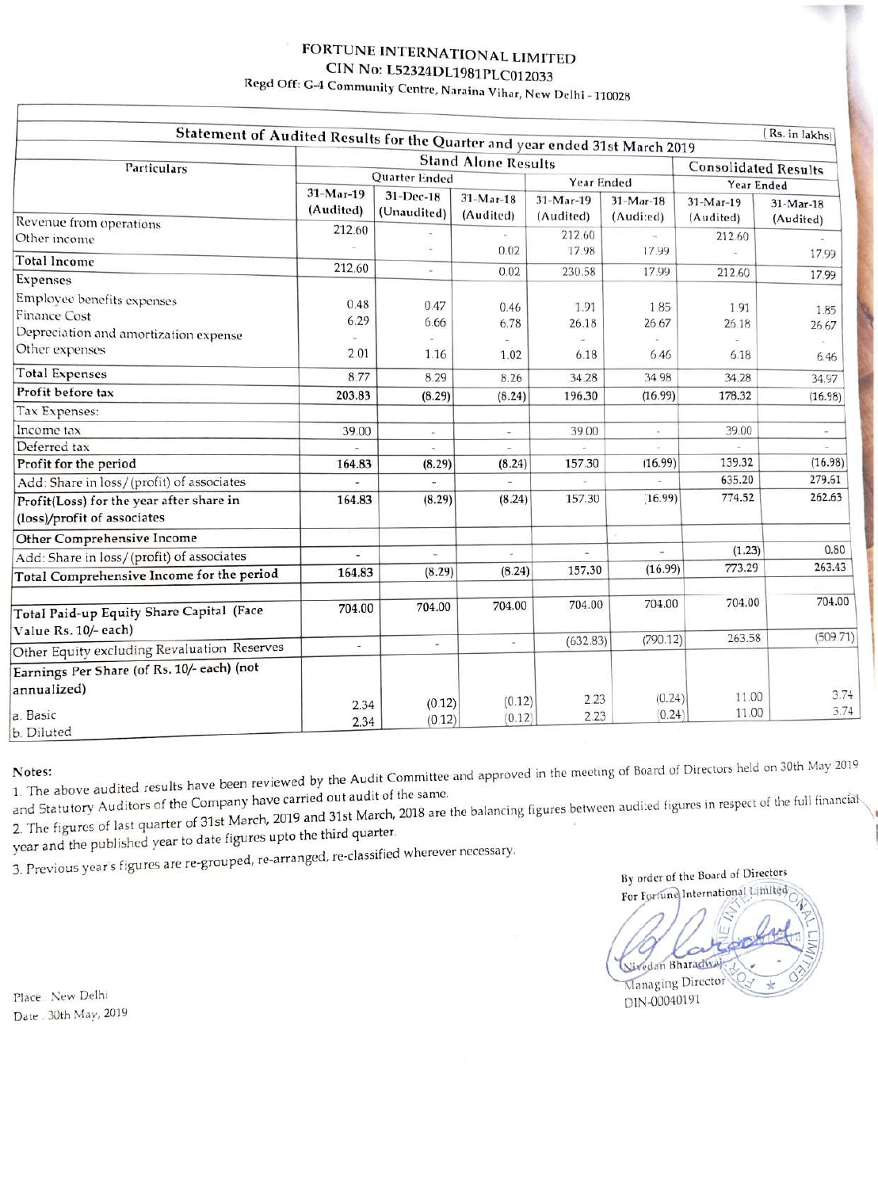# FORTUNE INTERNATIONAL LIMITED

**CIN No: L52324DL1981PLC012033**

**Regd Off: G-4 Community Centre, Naraina Vihar, New Delhi - 110028**

**Statement of Audited Results for the Quarter and year ended 31st March 2019** (Rs. in lakhs)

| Particulars | Stand Alone Results | | | | | Consolidated Results | |
|---|---|---|---|---|---|---|---|
| | Quarter Ended | | | Year Ended | | Year Ended | |
| | 31-Mar-19 (Audited) | 31-Dec-18 (Unaudited) | 31-Mar-18 (Audited) | 31-Mar-19 (Audited) | 31-Mar-18 (Audited) | 31-Mar-19 (Audited) | 31-Mar-18 (Audited) |
| Revenue from operations | 212.60 | - | - | 212.60 | - | 212.60 | - |
| Other income | - | - | 0.02 | 17.98 | 17.99 | - | 17.99 |
| **Total Income** | 212.60 | - | 0.02 | 230.58 | 17.99 | 212.60 | 17.99 |
| **Expenses** | | | | | | | |
| Employee benefits expenses | 0.48 | 0.47 | 0.46 | 1.91 | 1.85 | 1.91 | 1.85 |
| Finance Cost | 6.29 | 6.66 | 6.78 | 26.18 | 26.67 | 26.18 | 26.67 |
| Depreciation and amortization expense | - | - | - | - | - | - | - |
| Other expenses | 2.01 | 1.16 | 1.02 | 6.18 | 6.46 | 6.18 | 6.46 |
| **Total Expenses** | 8.77 | 8.29 | 8.26 | 34.28 | 34.98 | 34.28 | 34.97 |
| **Profit before tax** | **203.83** | **(8.29)** | **(8.24)** | **196.30** | **(16.99)** | **178.32** | **(16.98)** |
| Tax Expenses: | | | | | | | |
| Income tax | 39.00 | - | - | 39.00 | - | 39.00 | - |
| Deferred tax | - | - | - | - | - | - | - |
| **Profit for the period** | **164.83** | **(8.29)** | **(8.24)** | 157.30 | (16.99) | 139.32 | (16.98) |
| Add: Share in loss/(profit) of associates | - | - | - | - | - | 635.20 | 279.61 |
| **Profit(Loss) for the year after share in (loss)/profit of associates** | 164.83 | (8.29) | (8.24) | 157.30 | (16.99) | 774.52 | 262.63 |
| **Other Comprehensive Income** | | | | | | | |
| Add: Share in loss/(profit) of associates | - | - | - | - | - | (1.23) | 0.80 |
| **Total Comprehensive Income for the period** | **164.83** | (8.29) | (8.24) | 157.30 | (16.99) | 773.29 | 263.43 |
| **Total Paid-up Equity Share Capital (Face Value Rs. 10/- each)** | 704.00 | 704.00 | 704.00 | 704.00 | 704.00 | 704.00 | 704.00 |
| Other Equity excluding Revaluation Reserves | - | - | - | (632.83) | (790.12) | 263.58 | (509.71) |
| **Earnings Per Share (of Rs. 10/- each) (not annualized)** | | | | | | | |
| a. Basic | 2.34 | (0.12) | (0.12) | 2.23 | (0.24) | 11.00 | 3.74 |
| b. Diluted | 2.34 | (0.12) | (0.12) | 2.23 | (0.24) | 11.00 | 3.74 |

**Notes:**

1. The above audited results have been reviewed by the Audit Committee and approved in the meeting of Board of Directors held on 30th May 2019 and Statutory Auditors of the Company have carried out audit of the same.
2. The figures of last quarter of 31st March, 2019 and 31st March, 2018 are the balancing figures between audited figures in respect of the full financial year and the published year to date figures upto the third quarter.
3. Previous year's figures are re-grouped, re-arranged, re-classified wherever necessary.

By order of the Board of Directors
For Fortune International Limited

Nivedan Bharadwaj
Managing Director
DIN-00040191

Place : New Delhi
Date : 30th May, 2019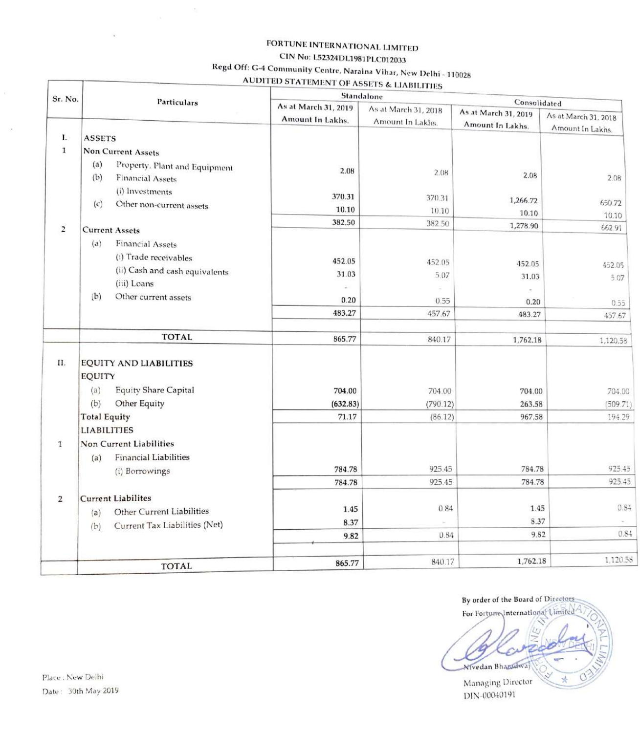# FORTUNE INTERNATIONAL LIMITED

CIN No: L52324DL1981PLC012033

Regd Off: G-4 Community Centre, Naraina Vihar, New Delhi - 110028

## AUDITED STATEMENT OF ASSETS & LIABILITIES

| Sr. No. | Particulars | Standalone | | Consolidated | |
|---|---|---|---|---|---|
| | | As at March 31, 2019 Amount In Lakhs. | As at March 31, 2018 Amount In Lakhs. | As at March 31, 2019 Amount In Lakhs. | As at March 31, 2018 Amount In Lakhs. |
| I. | **ASSETS** | | | | |
| 1 | **Non Current Assets** | | | | |
| | (a) Property, Plant and Equipment | 2.08 | 2.08 | 2.08 | 2.08 |
| | (b) Financial Assets | | | | |
| | (i) Investments | 370.31 | 370.31 | 1,266.72 | 650.72 |
| | (c) Other non-current assets | 10.10 | 10.10 | 10.10 | 10.10 |
| | | 382.50 | 382.50 | 1,278.90 | 662.91 |
| 2 | **Current Assets** | | | | |
| | (a) Financial Assets | | | | |
| | (i) Trade receivables | 452.05 | 452.05 | 452.05 | 452.05 |
| | (ii) Cash and cash equivalents | 31.03 | 5.07 | 31.03 | 5.07 |
| | (iii) Loans | - | - | - | |
| | (b) Other current assets | 0.20 | 0.55 | 0.20 | 0.55 |
| | | 483.27 | 457.67 | 483.27 | 457.67 |
| | **TOTAL** | 865.77 | 840.17 | 1,762.18 | 1,120.58 |
| II. | **EQUITY AND LIABILITIES** | | | | |
| | **EQUITY** | | | | |
| | (a) Equity Share Capital | 704.00 | 704.00 | 704.00 | 704.00 |
| | (b) Other Equity | (632.83) | (790.12) | 263.58 | (509.71) |
| | **Total Equity** | 71.17 | (86.12) | 967.58 | 194.29 |
| | **LIABILITIES** | | | | |
| 1 | **Non Current Liabilities** | | | | |
| | (a) Financial Liabilities | | | | |
| | (i) Borrowings | 784.78 | 925.45 | 784.78 | 925.45 |
| | | 784.78 | 925.45 | 784.78 | 925.45 |
| 2 | **Current Liabilites** | | | | |
| | (a) Other Current Liabilities | 1.45 | 0.84 | 1.45 | 0.84 |
| | (b) Current Tax Liabilities (Net) | 8.37 | - | 8.37 | - |
| | | 9.82 | 0.84 | 9.82 | 0.84 |
| | **TOTAL** | 865.77 | 840.17 | 1,762.18 | 1,120.58 |

By order of the Board of Directors
For Fortune International Limited

Nivedan Bharadwaj
Managing Director
DIN-00040191

Place : New Delhi
Date : 30th May 2019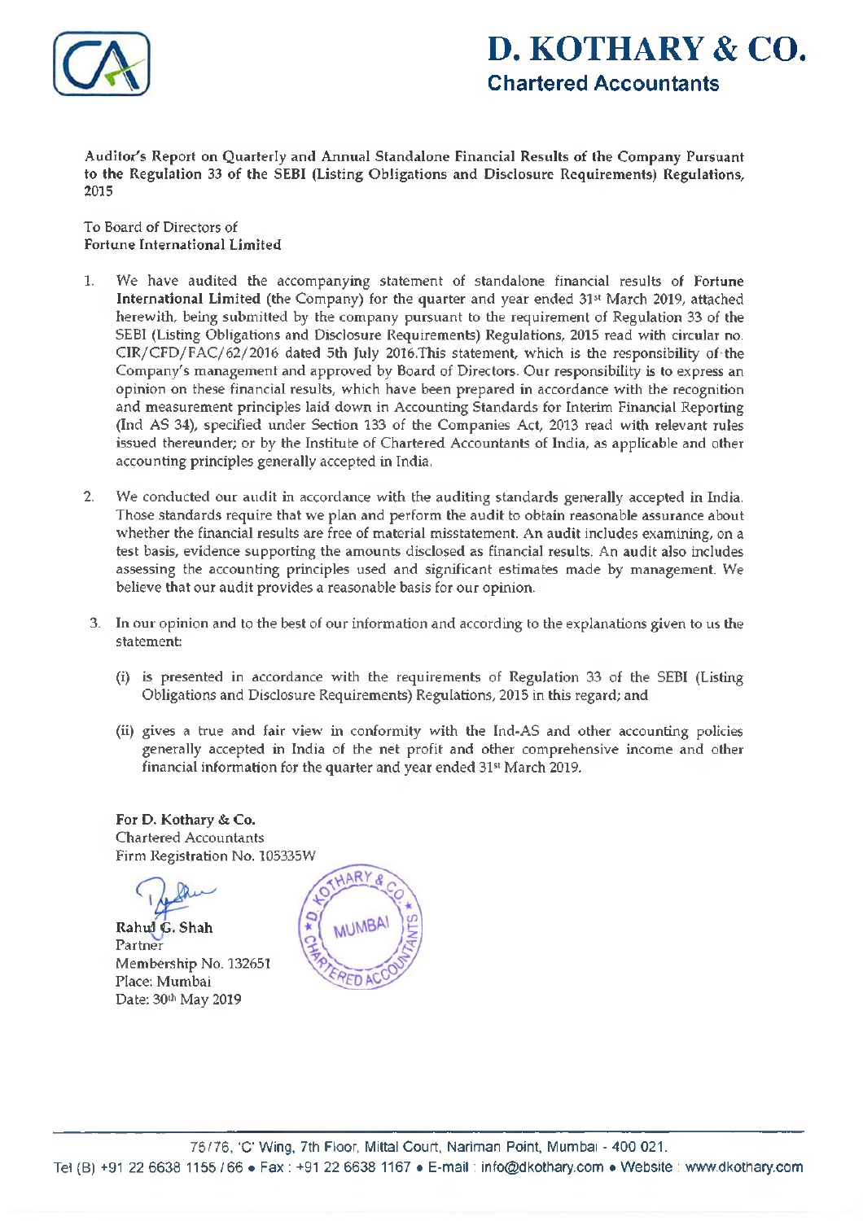# D. KOTHARY & CO.

**Chartered Accountants**

**Auditor's Report on Quarterly and Annual Standalone Financial Results of the Company Pursuant to the Regulation 33 of the SEBI (Listing Obligations and Disclosure Requirements) Regulations, 2015**

To Board of Directors of
**Fortune International Limited**

1. We have audited the accompanying statement of standalone financial results of **Fortune International Limited** (the Company) for the quarter and year ended 31st March 2019, attached herewith, being submitted by the company pursuant to the requirement of Regulation 33 of the SEBI (Listing Obligations and Disclosure Requirements) Regulations, 2015 read with circular no. CIR/CFD/FAC/62/2016 dated 5th July 2016.This statement, which is the responsibility of the Company's management and approved by Board of Directors. Our responsibility is to express an opinion on these financial results, which have been prepared in accordance with the recognition and measurement principles laid down in Accounting Standards for Interim Financial Reporting (Ind AS 34), specified under Section 133 of the Companies Act, 2013 read with relevant rules issued thereunder; or by the Institute of Chartered Accountants of India, as applicable and other accounting principles generally accepted in India.

2. We conducted our audit in accordance with the auditing standards generally accepted in India. Those standards require that we plan and perform the audit to obtain reasonable assurance about whether the financial results are free of material misstatement. An audit includes examining, on a test basis, evidence supporting the amounts disclosed as financial results. An audit also includes assessing the accounting principles used and significant estimates made by management. We believe that our audit provides a reasonable basis for our opinion.

3. In our opinion and to the best of our information and according to the explanations given to us the statement:

   (i) is presented in accordance with the requirements of Regulation 33 of the SEBI (Listing Obligations and Disclosure Requirements) Regulations, 2015 in this regard; and

   (ii) gives a true and fair view in conformity with the Ind-AS and other accounting policies generally accepted in India of the net profit and other comprehensive income and other financial information for the quarter and year ended 31st March 2019.

**For D. Kothary & Co.**
Chartered Accountants
Firm Registration No. 105335W

**Rahul G. Shah**
Partner
Membership No. 132651
Place: Mumbai
Date: 30th May 2019

75/76, 'C' Wing, 7th Floor, Mittal Court, Nariman Point, Mumbai - 400 021.
Tel (B) +91 22 6638 1155 / 66 • Fax : +91 22 6638 1167 • E-mail : info@dkothary.com • Website : www.dkothary.com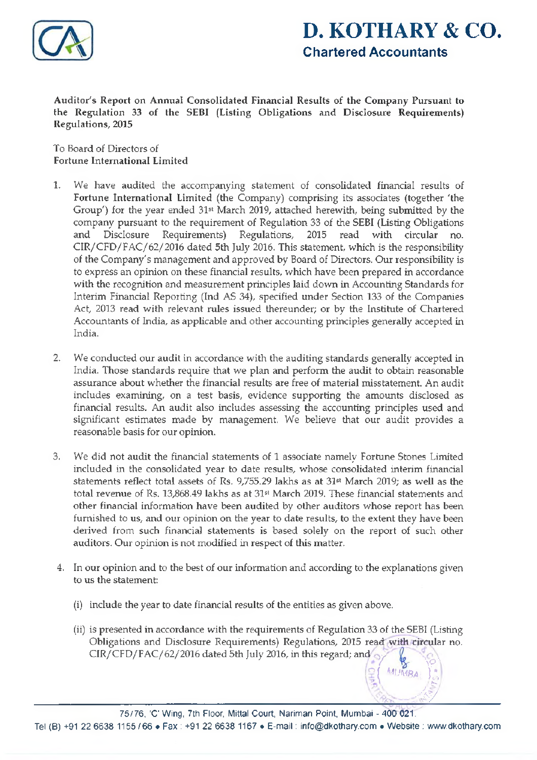# D. KOTHARY & CO.

## Chartered Accountants

**Auditor's Report on Annual Consolidated Financial Results of the Company Pursuant to the Regulation 33 of the SEBI (Listing Obligations and Disclosure Requirements) Regulations, 2015**

To Board of Directors of
**Fortune International Limited**

1. We have audited the accompanying statement of consolidated financial results of **Fortune International Limited** (the Company) comprising its associates (together 'the Group') for the year ended 31st March 2019, attached herewith, being submitted by the company pursuant to the requirement of Regulation 33 of the SEBI (Listing Obligations and Disclosure Requirements) Regulations, 2015 read with circular no. CIR/CFD/FAC/62/2016 dated 5th July 2016. This statement, which is the responsibility of the Company's management and approved by Board of Directors. Our responsibility is to express an opinion on these financial results, which have been prepared in accordance with the recognition and measurement principles laid down in Accounting Standards for Interim Financial Reporting (Ind AS 34), specified under Section 133 of the Companies Act, 2013 read with relevant rules issued thereunder; or by the Institute of Chartered Accountants of India, as applicable and other accounting principles generally accepted in India.

2. We conducted our audit in accordance with the auditing standards generally accepted in India. Those standards require that we plan and perform the audit to obtain reasonable assurance about whether the financial results are free of material misstatement. An audit includes examining, on a test basis, evidence supporting the amounts disclosed as financial results. An audit also includes assessing the accounting principles used and significant estimates made by management. We believe that our audit provides a reasonable basis for our opinion.

3. We did not audit the financial statements of 1 associate namely Fortune Stones Limited included in the consolidated year to date results, whose consolidated interim financial statements reflect total assets of Rs. 9,755.29 lakhs as at 31st March 2019; as well as the total revenue of Rs. 13,868.49 lakhs as at 31st March 2019. These financial statements and other financial information have been audited by other auditors whose report has been furnished to us, and our opinion on the year to date results, to the extent they have been derived from such financial statements is based solely on the report of such other auditors. Our opinion is not modified in respect of this matter.

4. In our opinion and to the best of our information and according to the explanations given to us the statement:

   (i) include the year to date financial results of the entities as given above.

   (ii) is presented in accordance with the requirements of Regulation 33 of the SEBI (Listing Obligations and Disclosure Requirements) Regulations, 2015 read with circular no. CIR/CFD/FAC/62/2016 dated 5th July 2016, in this regard; and

75/76, 'C' Wing, 7th Floor, Mittal Court, Nariman Point, Mumbai - 400 021.
Tel (B) +91 22 6638 1155 / 66 • Fax : +91 22 6638 1167 • E-mail : info@dkothary.com • Website : www.dkothary.com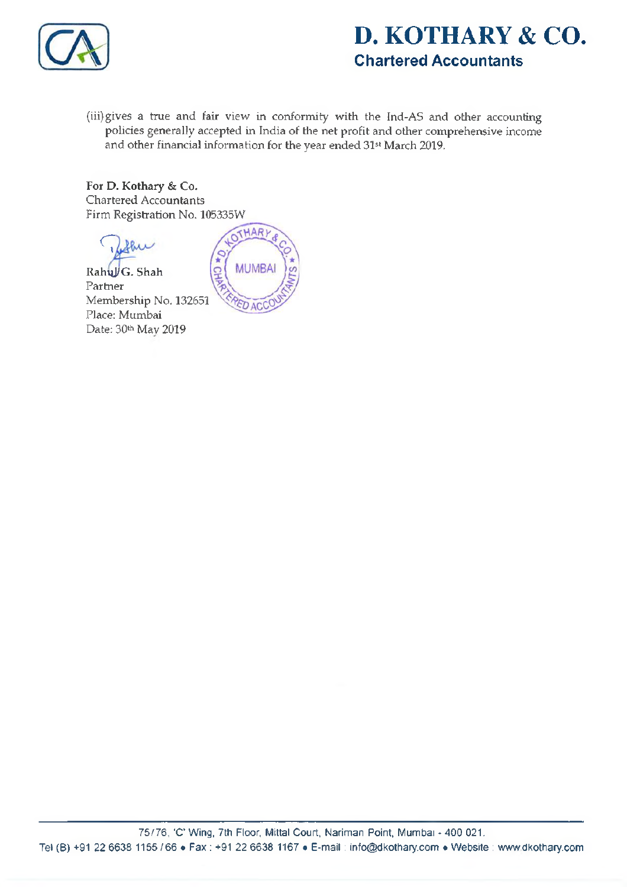(iii) gives a true and fair view in conformity with the Ind-AS and other accounting policies generally accepted in India of the net profit and other comprehensive income and other financial information for the year ended 31st March 2019.

**For D. Kothary & Co.**
Chartered Accountants
Firm Registration No. 105335W

Rahul G. Shah
Partner
Membership No. 132651
Place: Mumbai
Date: 30th May 2019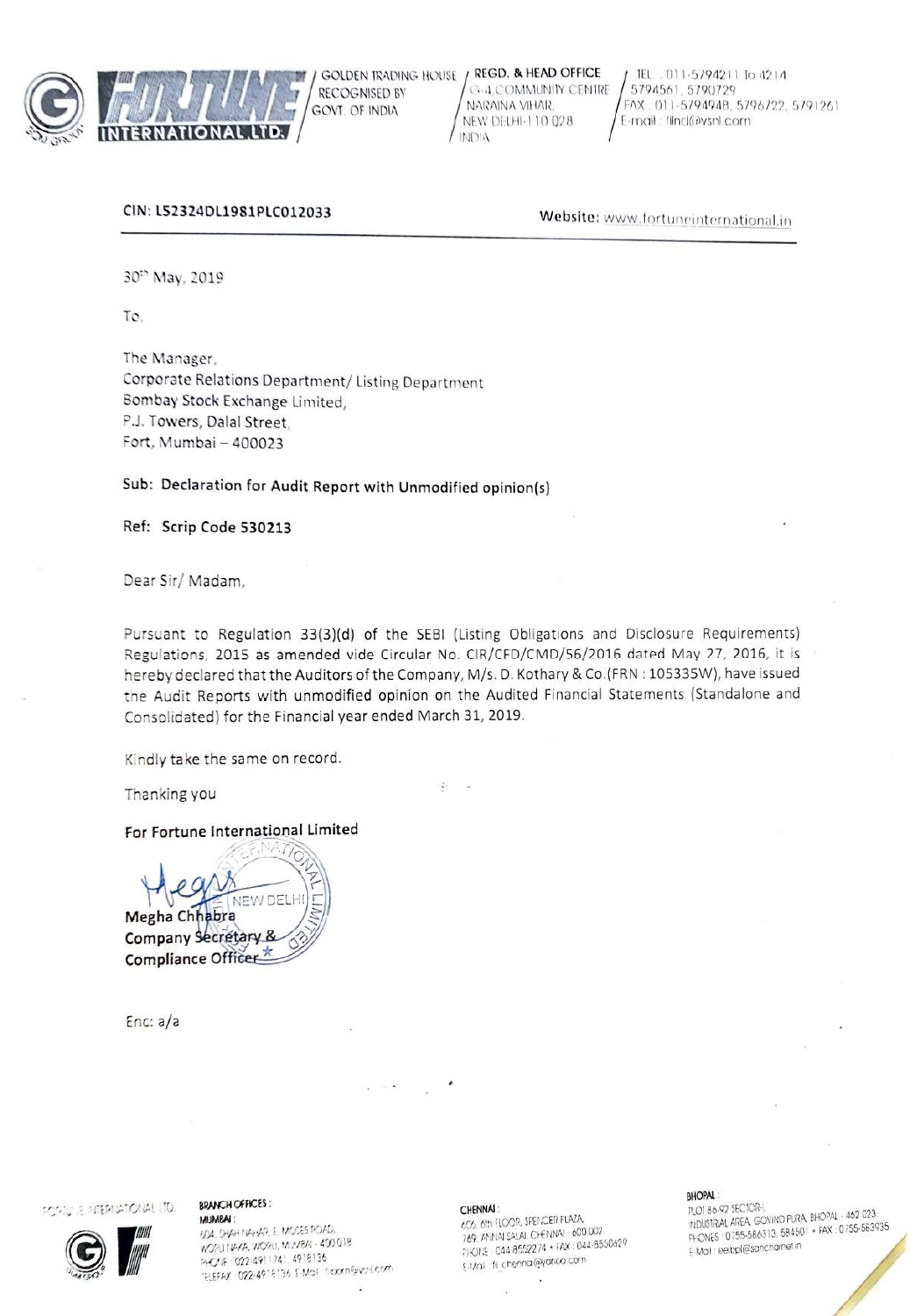**FORTUNE INTERNATIONAL LTD.**

GOLDEN TRADING HOUSE RECOGNISED BY GOVT. OF INDIA

**REGD. & HEAD OFFICE**
G-4, COMMUNITY CENTRE
NARAINA VIHAR,
NEW DELHI-110 028
INDIA

TEL.: 011-5794211 To 4214
5794561, 5790729
FAX: 011-5794948, 5796722, 5791261
E-mail: flind@vsnl.com

**CIN: L52324DL1981PLC012033**

**Website:** www.fortuneinternational.in

30th May, 2019

To,

The Manager,
Corporate Relations Department/ Listing Department
Bombay Stock Exchange Limited,
P.J. Towers, Dalal Street,
Fort, Mumbai – 400023

**Sub: Declaration for Audit Report with Unmodified opinion(s)**

**Ref: Scrip Code 530213**

Dear Sir/ Madam,

Pursuant to Regulation 33(3)(d) of the SEBI (Listing Obligations and Disclosure Requirements) Regulations, 2015 as amended vide Circular No. CIR/CFD/CMD/56/2016 dated May 27, 2016, it is hereby declared that the Auditors of the Company, M/s. D. Kothary & Co.(FRN : 105335W), have issued the Audit Reports with unmodified opinion on the Audited Financial Statements (Standalone and Consolidated) for the Financial year ended March 31, 2019.

Kindly take the same on record.

Thanking you

**For Fortune International Limited**

**Megha Chhabra**
**Company Secretary &**
**Compliance Officer**

Enc: a/a

FORTUNE INTERNATIONAL LTD.

**BRANCH OFFICES:**
**MUMBAI:**
604, SHAH NAHAR, E. MOSES ROAD,
WORLI NAKA, WORLI, MUMBAI - 400018
PHONE: 022-4911741, 4918136
TELEFAX: 022-4918136 E-Mail: ftpom@vsnl.com

**CHENNAI:**
606, 6th FLOOR, SPENCER PLAZA,
769, ANNA SALAI, CHENNAI - 600 002
PHONE: 044-8552274 • FAX: 044-8550629
E-Mail: fil_chennai@yahoo.com

**BHOPAL:**
PLOT 86-92 SECTOR-I,
INDUSTRIAL AREA, GOVIND PURA, BHOPAL - 462 023
PHONES: 0755-586313, 584501 • FAX: 0755-583935
E-Mail: eebpl@sancharnet.in